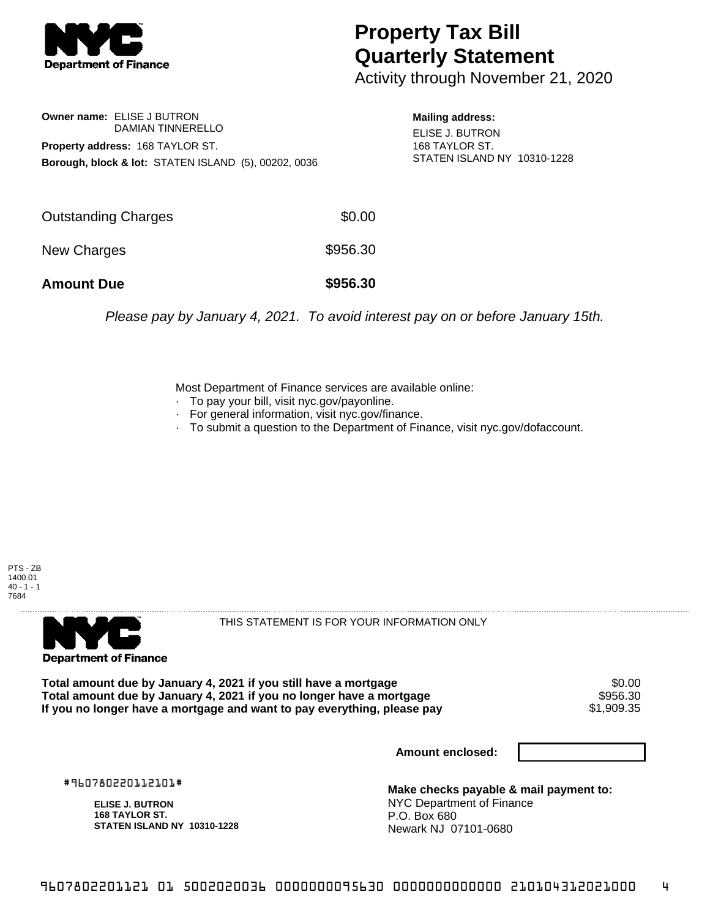# Property Tax Bill Quarterly Statement

Activity through November 21, 2020

**Owner name:** ELISE J BUTRON
DAMIAN TINNERELLO

**Property address:** 168 TAYLOR ST.

**Borough, block & lot:** STATEN ISLAND (5), 00202, 0036

**Mailing address:**
ELISE J. BUTRON
168 TAYLOR ST.
STATEN ISLAND NY 10310-1228

| | |
|---|---|
| Outstanding Charges | $0.00 |
| New Charges | $956.30 |
| **Amount Due** | **$956.30** |

*Please pay by January 4, 2021. To avoid interest pay on or before January 15th.*

Most Department of Finance services are available online:
- To pay your bill, visit nyc.gov/payonline.
- For general information, visit nyc.gov/finance.
- To submit a question to the Department of Finance, visit nyc.gov/dofaccount.

PTS - ZB
1400.01
40 - 1 - 1
7684

THIS STATEMENT IS FOR YOUR INFORMATION ONLY

| | |
|---|---|
| **Total amount due by January 4, 2021 if you still have a mortgage** | $0.00 |
| **Total amount due by January 4, 2021 if you no longer have a mortgage** | $956.30 |
| **If you no longer have a mortgage and want to pay everything, please pay** | $1,909.35 |

**Amount enclosed:**

#960780220112101#

**ELISE J. BUTRON**
**168 TAYLOR ST.**
**STATEN ISLAND NY 10310-1228**

**Make checks payable & mail payment to:**
NYC Department of Finance
P.O. Box 680
Newark NJ 07101-0680

9607802201121 01 5002020036 0000000095630 0000000000000 210104312021000 4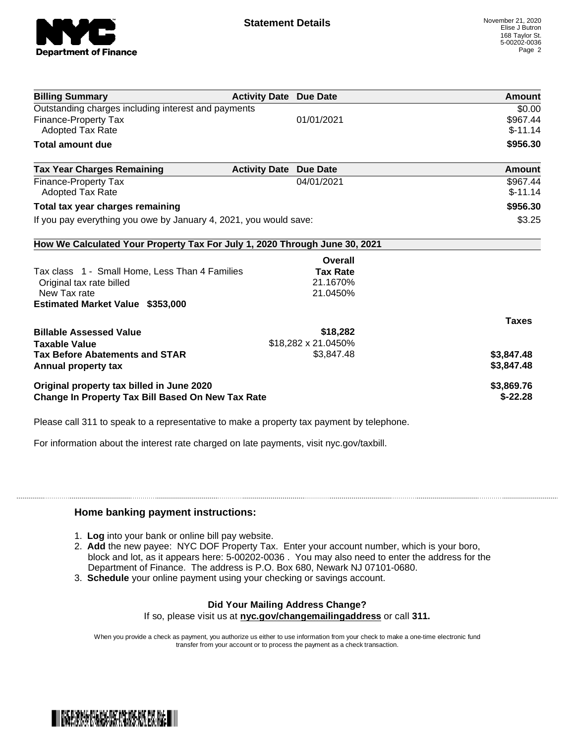## Statement Details

November 21, 2020
Elise J Butron
168 Taylor St.
5-00202-0036

| Billing Summary | Activity Date | Due Date | Amount |
|---|---|---|---|
| Outstanding charges including interest and payments | | | $0.00 |
| Finance-Property Tax | | 01/01/2021 | $967.44 |
| Adopted Tax Rate | | | $-11.14 |
| **Total amount due** | | | **$956.30** |

| Tax Year Charges Remaining | Activity Date | Due Date | Amount |
|---|---|---|---|
| Finance-Property Tax | | 04/01/2021 | $967.44 |
| Adopted Tax Rate | | | $-11.14 |
| **Total tax year charges remaining** | | | **$956.30** |
| If you pay everything you owe by January 4, 2021, you would save: | | | $3.25 |

**How We Calculated Your Property Tax For July 1, 2020 Through June 30, 2021**

| | Overall Tax Rate | Taxes |
|---|---|---|
| Tax class 1 - Small Home, Less Than 4 Families | | |
| Original tax rate billed | 21.1670% | |
| New Tax rate | 21.0450% | |
| **Estimated Market Value $353,000** | | |
| **Billable Assessed Value** | **$18,282** | |
| **Taxable Value** | $18,282 x 21.0450% | |
| **Tax Before Abatements and STAR** | $3,847.48 | **$3,847.48** |
| **Annual property tax** | | **$3,847.48** |
| **Original property tax billed in June 2020** | | **$3,869.76** |
| **Change In Property Tax Bill Based On New Tax Rate** | | **$-22.28** |

Please call 311 to speak to a representative to make a property tax payment by telephone.

For information about the interest rate charged on late payments, visit nyc.gov/taxbill.

### Home banking payment instructions:

1. **Log** into your bank or online bill pay website.
2. **Add** the new payee: NYC DOF Property Tax. Enter your account number, which is your boro, block and lot, as it appears here: 5-00202-0036 . You may also need to enter the address for the Department of Finance. The address is P.O. Box 680, Newark NJ 07101-0680.
3. **Schedule** your online payment using your checking or savings account.

**Did Your Mailing Address Change?**
If so, please visit us at **nyc.gov/changemailingaddress** or call **311.**

When you provide a check as payment, you authorize us either to use information from your check to make a one-time electronic fund transfer from your account or to process the payment as a check transaction.